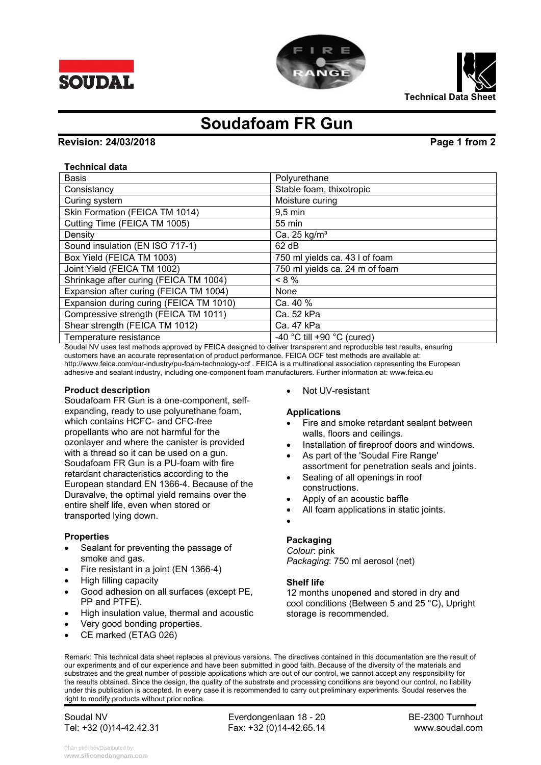Technical Data Sheet

# Soudafoam FR Gun

**Revision: 24/03/2018**

**Technical data**

| Basis | Polyurethane |
|---|---|
| Consistancy | Stable foam, thixotropic |
| Curing system | Moisture curing |
| Skin Formation (FEICA TM 1014) | 9,5 min |
| Cutting Time (FEICA TM 1005) | 55 min |
| Density | Ca. 25 kg/m³ |
| Sound insulation (EN ISO 717-1) | 62 dB |
| Box Yield (FEICA TM 1003) | 750 ml yields ca. 43 l of foam |
| Joint Yield (FEICA TM 1002) | 750 ml yields ca. 24 m of foam |
| Shrinkage after curing (FEICA TM 1004) | < 8 % |
| Expansion after curing (FEICA TM 1004) | None |
| Expansion during curing (FEICA TM 1010) | Ca. 40 % |
| Compressive strength (FEICA TM 1011) | Ca. 52 kPa |
| Shear strength (FEICA TM 1012) | Ca. 47 kPa |
| Temperature resistance | -40 °C till +90 °C (cured) |

Soudal NV uses test methods approved by FEICA designed to deliver transparent and reproducible test results, ensuring customers have an accurate representation of product performance. FEICA OCF test methods are available at: http://www.feica.com/our-industry/pu-foam-technology-ocf . FEICA is a multinational association representing the European adhesive and sealant industry, including one-component foam manufacturers. Further information at: www.feica.eu

### Product description

Soudafoam FR Gun is a one-component, self-expanding, ready to use polyurethane foam, which contains HCFC- and CFC-free propellants who are not harmful for the ozonlayer and where the canister is provided with a thread so it can be used on a gun. Soudafoam FR Gun is a PU-foam with fire retardant characteristics according to the European standard EN 1366-4. Because of the Duravalve, the optimal yield remains over the entire shelf life, even when stored or transported lying down.

### Properties

- Sealant for preventing the passage of smoke and gas.
- Fire resistant in a joint (EN 1366-4)
- High filling capacity
- Good adhesion on all surfaces (except PE, PP and PTFE).
- High insulation value, thermal and acoustic
- Very good bonding properties.
- CE marked (ETAG 026)
- Not UV-resistant

### Applications

- Fire and smoke retardant sealant between walls, floors and ceilings.
- Installation of fireproof doors and windows.
- As part of the 'Soudal Fire Range' assortment for penetration seals and joints.
- Sealing of all openings in roof constructions.
- Apply of an acoustic baffle
- All foam applications in static joints.

### Packaging

*Colour*: pink
*Packaging*: 750 ml aerosol (net)

### Shelf life

12 months unopened and stored in dry and cool conditions (Between 5 and 25 °C), Upright storage is recommended.

Remark: This technical data sheet replaces al previous versions. The directives contained in this documentation are the result of our experiments and of our experience and have been submitted in good faith. Because of the diversity of the materials and substrates and the great number of possible applications which are out of our control, we cannot accept any responsibility for the results obtained. Since the design, the quality of the substrate and processing conditions are beyond our control, no liability under this publication is accepted. In every case it is recommended to carry out preliminary experiments. Soudal reserves the right to modify products without prior notice.

Soudal NV | Everdongenlaan 18 - 20 | BE-2300 Turnhout
Tel: +32 (0)14-42.42.31 | Fax: +32 (0)14-42.65.14 | www.soudal.com

Phân phối bởi/Distributed by:
www.siliconedongnam.com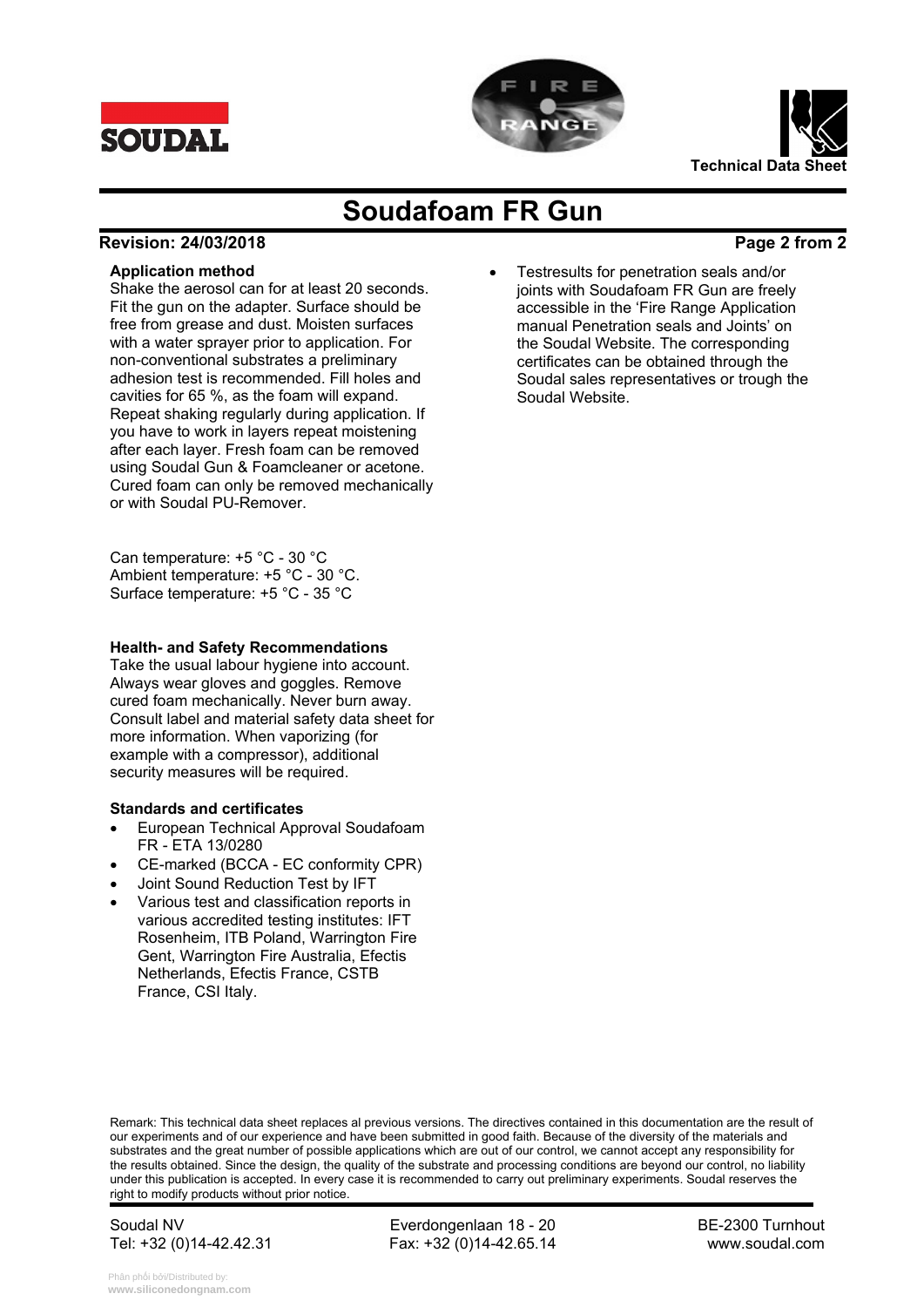# Soudafoam FR Gun

**Revision: 24/03/2018**

**Application method**
Shake the aerosol can for at least 20 seconds. Fit the gun on the adapter. Surface should be free from grease and dust. Moisten surfaces with a water sprayer prior to application. For non-conventional substrates a preliminary adhesion test is recommended. Fill holes and cavities for 65 %, as the foam will expand. Repeat shaking regularly during application. If you have to work in layers repeat moistening after each layer. Fresh foam can be removed using Soudal Gun & Foamcleaner or acetone. Cured foam can only be removed mechanically or with Soudal PU-Remover.

Can temperature: +5 °C - 30 °C
Ambient temperature: +5 °C - 30 °C.
Surface temperature: +5 °C - 35 °C

**Health- and Safety Recommendations**
Take the usual labour hygiene into account. Always wear gloves and goggles. Remove cured foam mechanically. Never burn away. Consult label and material safety data sheet for more information. When vaporizing (for example with a compressor), additional security measures will be required.

**Standards and certificates**

- European Technical Approval Soudafoam FR - ETA 13/0280
- CE-marked (BCCA - EC conformity CPR)
- Joint Sound Reduction Test by IFT
- Various test and classification reports in various accredited testing institutes: IFT Rosenheim, ITB Poland, Warrington Fire Gent, Warrington Fire Australia, Efectis Netherlands, Efectis France, CSTB France, CSI Italy.
- Testresults for penetration seals and/or joints with Soudafoam FR Gun are freely accessible in the 'Fire Range Application manual Penetration seals and Joints' on the Soudal Website. The corresponding certificates can be obtained through the Soudal sales representatives or trough the Soudal Website.

Remark: This technical data sheet replaces al previous versions. The directives contained in this documentation are the result of our experiments and of our experience and have been submitted in good faith. Because of the diversity of the materials and substrates and the great number of possible applications which are out of our control, we cannot accept any responsibility for the results obtained. Since the design, the quality of the substrate and processing conditions are beyond our control, no liability under this publication is accepted. In every case it is recommended to carry out preliminary experiments. Soudal reserves the right to modify products without prior notice.

Soudal NV | Everdongenlaan 18 - 20 | BE-2300 Turnhout
Tel: +32 (0)14-42.42.31 | Fax: +32 (0)14-42.65.14 | www.soudal.com

Phân phối bởi/Distributed by:
www.siliconedongnam.com